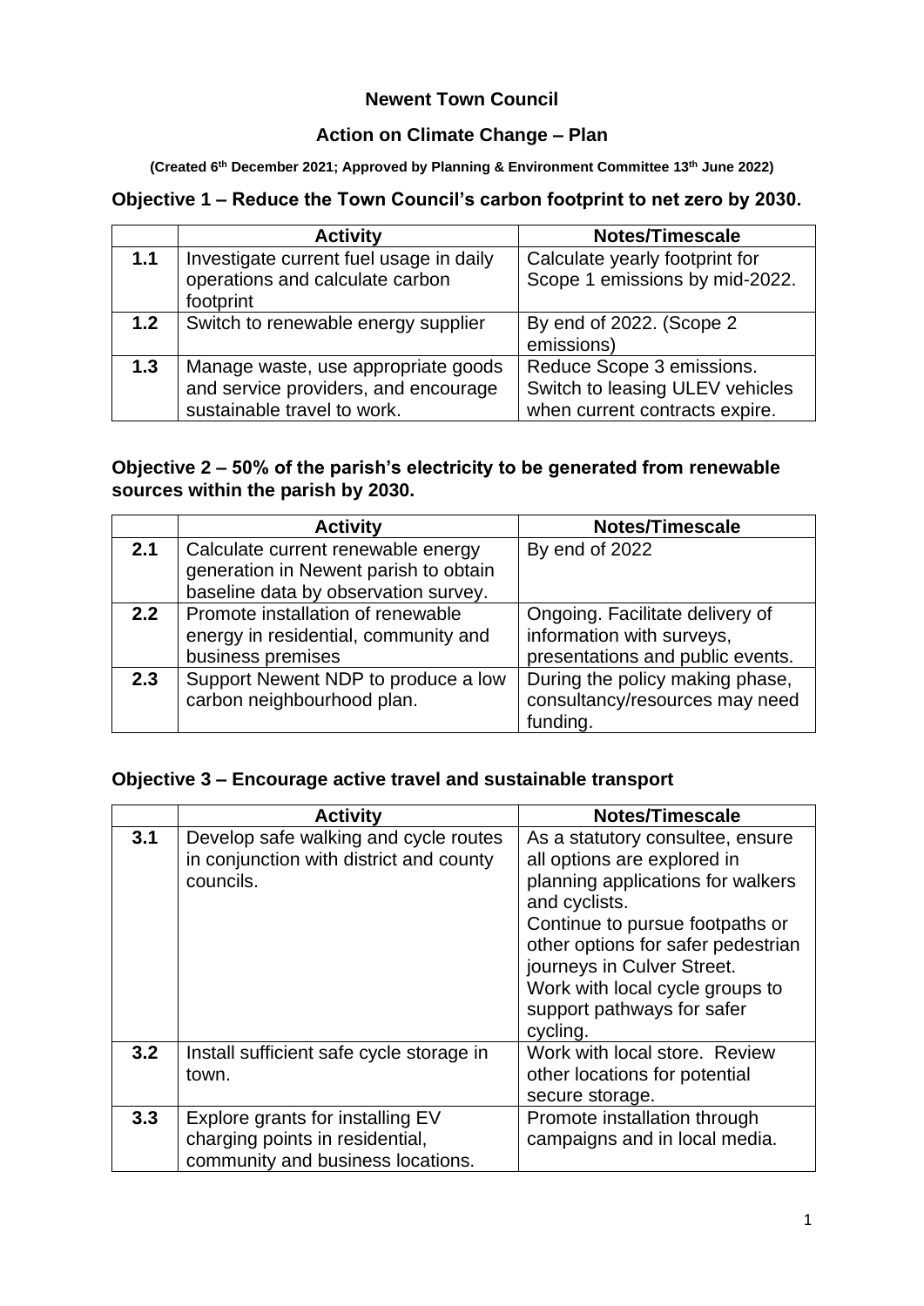# Newent Town Council

## Action on Climate Change – Plan

**(Created 6th December 2021; Approved by Planning & Environment Committee 13th June 2022)**

### Objective 1 – Reduce the Town Council's carbon footprint to net zero by 2030.

| | Activity | Notes/Timescale |
|---|---|---|
| **1.1** | Investigate current fuel usage in daily operations and calculate carbon footprint | Calculate yearly footprint for Scope 1 emissions by mid-2022. |
| **1.2** | Switch to renewable energy supplier | By end of 2022. (Scope 2 emissions) |
| **1.3** | Manage waste, use appropriate goods and service providers, and encourage sustainable travel to work. | Reduce Scope 3 emissions. Switch to leasing ULEV vehicles when current contracts expire. |

### Objective 2 – 50% of the parish's electricity to be generated from renewable sources within the parish by 2030.

| | Activity | Notes/Timescale |
|---|---|---|
| **2.1** | Calculate current renewable energy generation in Newent parish to obtain baseline data by observation survey. | By end of 2022 |
| **2.2** | Promote installation of renewable energy in residential, community and business premises | Ongoing. Facilitate delivery of information with surveys, presentations and public events. |
| **2.3** | Support Newent NDP to produce a low carbon neighbourhood plan. | During the policy making phase, consultancy/resources may need funding. |

### Objective 3 – Encourage active travel and sustainable transport

| | Activity | Notes/Timescale |
|---|---|---|
| **3.1** | Develop safe walking and cycle routes in conjunction with district and county councils. | As a statutory consultee, ensure all options are explored in planning applications for walkers and cyclists.<br>Continue to pursue footpaths or other options for safer pedestrian journeys in Culver Street.<br>Work with local cycle groups to support pathways for safer cycling. |
| **3.2** | Install sufficient safe cycle storage in town. | Work with local store. Review other locations for potential secure storage. |
| **3.3** | Explore grants for installing EV charging points in residential, community and business locations. | Promote installation through campaigns and in local media. |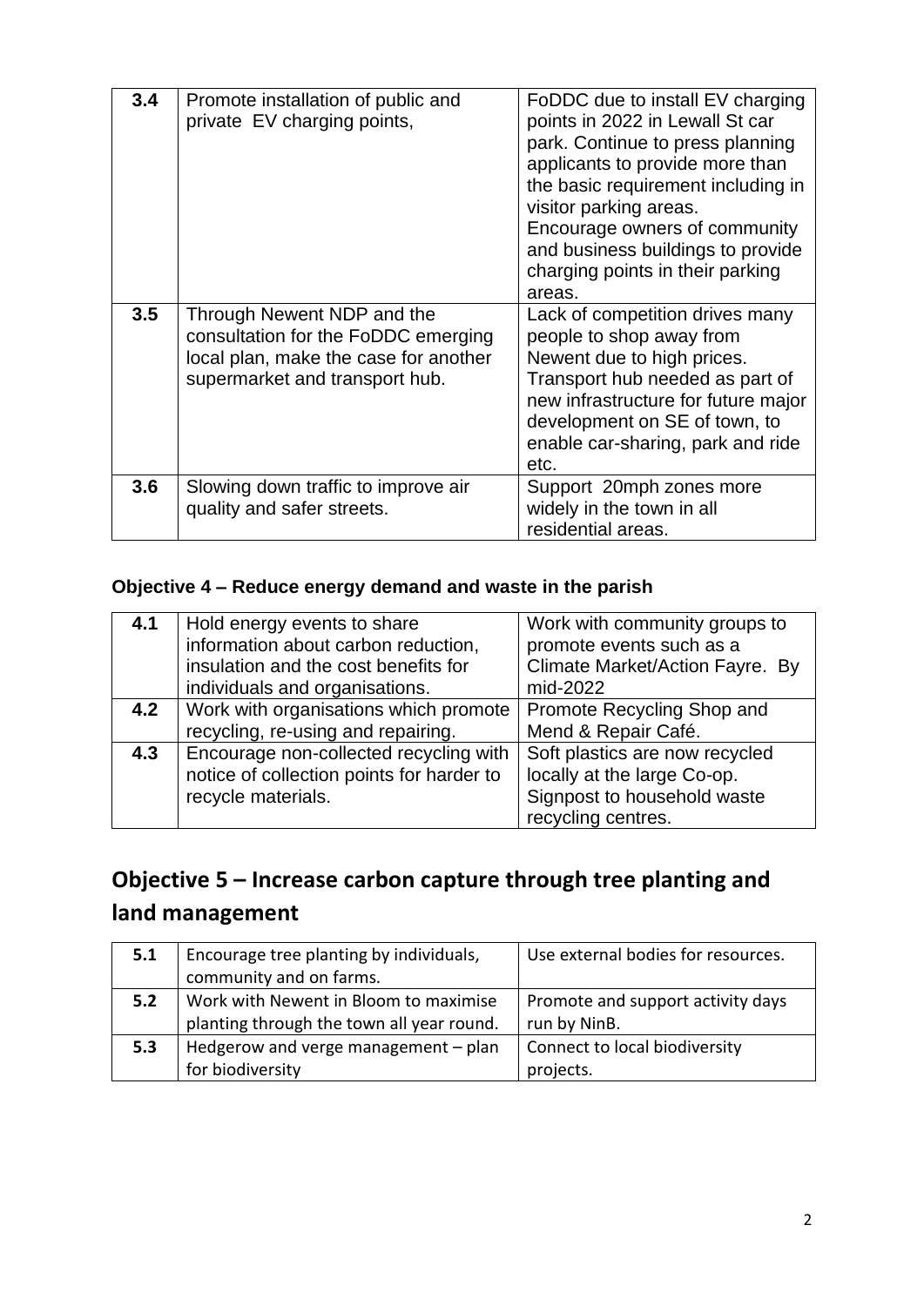| | | |
|---|---|---|
| **3.4** | Promote installation of public and private EV charging points, | FoDDC due to install EV charging points in 2022 in Lewall St car park. Continue to press planning applicants to provide more than the basic requirement including in visitor parking areas. Encourage owners of community and business buildings to provide charging points in their parking areas. |
| **3.5** | Through Newent NDP and the consultation for the FoDDC emerging local plan, make the case for another supermarket and transport hub. | Lack of competition drives many people to shop away from Newent due to high prices. Transport hub needed as part of new infrastructure for future major development on SE of town, to enable car-sharing, park and ride etc. |
| **3.6** | Slowing down traffic to improve air quality and safer streets. | Support 20mph zones more widely in the town in all residential areas. |

**Objective 4 – Reduce energy demand and waste in the parish**

| | | |
|---|---|---|
| **4.1** | Hold energy events to share information about carbon reduction, insulation and the cost benefits for individuals and organisations. | Work with community groups to promote events such as a Climate Market/Action Fayre. By mid-2022 |
| **4.2** | Work with organisations which promote recycling, re-using and repairing. | Promote Recycling Shop and Mend & Repair Café. |
| **4.3** | Encourage non-collected recycling with notice of collection points for harder to recycle materials. | Soft plastics are now recycled locally at the large Co-op. Signpost to household waste recycling centres. |

## Objective 5 – Increase carbon capture through tree planting and land management

| | | |
|---|---|---|
| **5.1** | Encourage tree planting by individuals, community and on farms. | Use external bodies for resources. |
| **5.2** | Work with Newent in Bloom to maximise planting through the town all year round. | Promote and support activity days run by NinB. |
| **5.3** | Hedgerow and verge management – plan for biodiversity | Connect to local biodiversity projects. |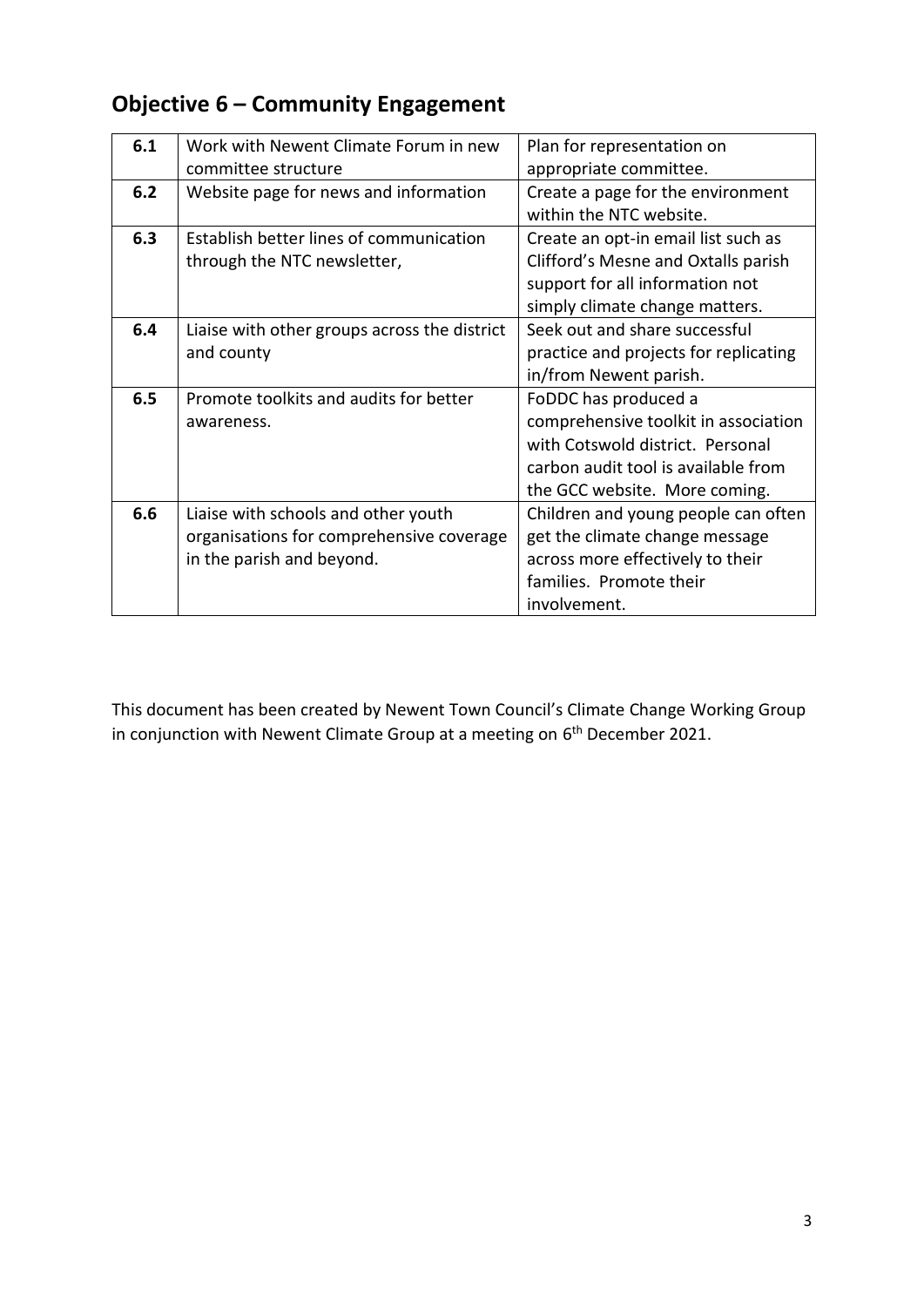## Objective 6 – Community Engagement

| | | |
|---|---|---|
| **6.1** | Work with Newent Climate Forum in new committee structure | Plan for representation on appropriate committee. |
| **6.2** | Website page for news and information | Create a page for the environment within the NTC website. |
| **6.3** | Establish better lines of communication through the NTC newsletter, | Create an opt-in email list such as Clifford's Mesne and Oxtalls parish support for all information not simply climate change matters. |
| **6.4** | Liaise with other groups across the district and county | Seek out and share successful practice and projects for replicating in/from Newent parish. |
| **6.5** | Promote toolkits and audits for better awareness. | FoDDC has produced a comprehensive toolkit in association with Cotswold district. Personal carbon audit tool is available from the GCC website. More coming. |
| **6.6** | Liaise with schools and other youth organisations for comprehensive coverage in the parish and beyond. | Children and young people can often get the climate change message across more effectively to their families. Promote their involvement. |

This document has been created by Newent Town Council's Climate Change Working Group in conjunction with Newent Climate Group at a meeting on 6th December 2021.